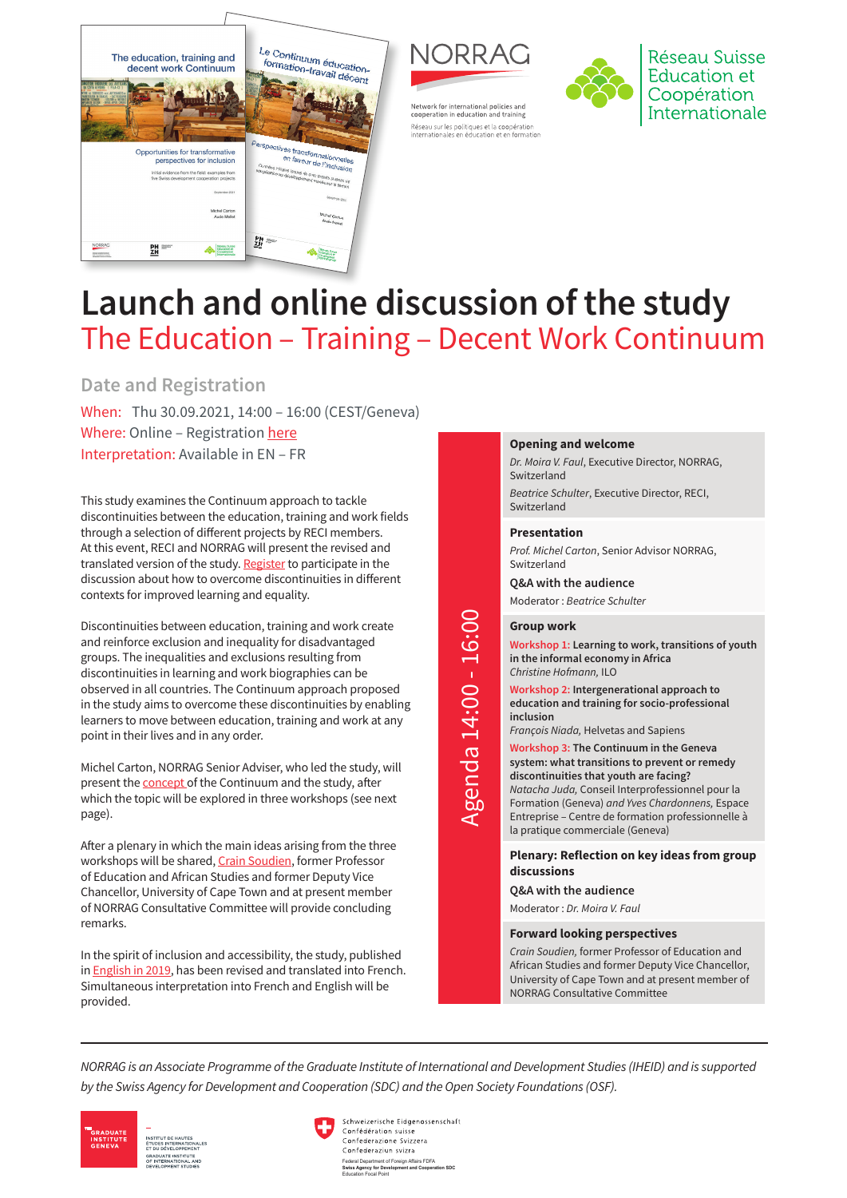# Launch and online discussion of the study

## The Education – Training – Decent Work Continuum

### Date and Registration

When: Thu 30.09.2021, 14:00 – 16:00 (CEST/Geneva)
Where: Online – Registration here
Interpretation: Available in EN – FR

This study examines the Continuum approach to tackle discontinuities between the education, training and work fields through a selection of different projects by RECI members. At this event, RECI and NORRAG will present the revised and translated version of the study. Register to participate in the discussion about how to overcome discontinuities in different contexts for improved learning and equality.

Discontinuities between education, training and work create and reinforce exclusion and inequality for disadvantaged groups. The inequalities and exclusions resulting from discontinuities in learning and work biographies can be observed in all countries. The Continuum approach proposed in the study aims to overcome these discontinuities by enabling learners to move between education, training and work at any point in their lives and in any order.

Michel Carton, NORRAG Senior Adviser, who led the study, will present the concept of the Continuum and the study, after which the topic will be explored in three workshops (see next page).

After a plenary in which the main ideas arising from the three workshops will be shared, Crain Soudien, former Professor of Education and African Studies and former Deputy Vice Chancellor, University of Cape Town and at present member of NORRAG Consultative Committee will provide concluding remarks.

In the spirit of inclusion and accessibility, the study, published in English in 2019, has been revised and translated into French. Simultaneous interpretation into French and English will be provided.

### Agenda 14:00 - 16:00

**Opening and welcome**

*Dr. Moira V. Faul*, Executive Director, NORRAG, Switzerland

*Beatrice Schulter*, Executive Director, RECI, Switzerland

**Presentation**

*Prof. Michel Carton*, Senior Advisor NORRAG, Switzerland

**Q&A with the audience**

Moderator : *Beatrice Schulter*

**Group work**

Workshop 1: **Learning to work, transitions of youth in the informal economy in Africa**
*Christine Hofmann*, ILO

Workshop 2: **Intergenerational approach to education and training for socio-professional inclusion**
*François Niada*, Helvetas and Sapiens

Workshop 3: **The Continuum in the Geneva system: what transitions to prevent or remedy discontinuities that youth are facing?**
*Natacha Juda*, Conseil Interprofessionnel pour la Formation (Geneva) *and Yves Chardonnens*, Espace Entreprise – Centre de formation professionnelle à la pratique commerciale (Geneva)

**Plenary: Reflection on key ideas from group discussions**

**Q&A with the audience**

Moderator : *Dr. Moira V. Faul*

**Forward looking perspectives**

*Crain Soudien*, former Professor of Education and African Studies and former Deputy Vice Chancellor, University of Cape Town and at present member of NORRAG Consultative Committee

---

*NORRAG is an Associate Programme of the Graduate Institute of International and Development Studies (IHEID) and is supported by the Swiss Agency for Development and Cooperation (SDC) and the Open Society Foundations (OSF).*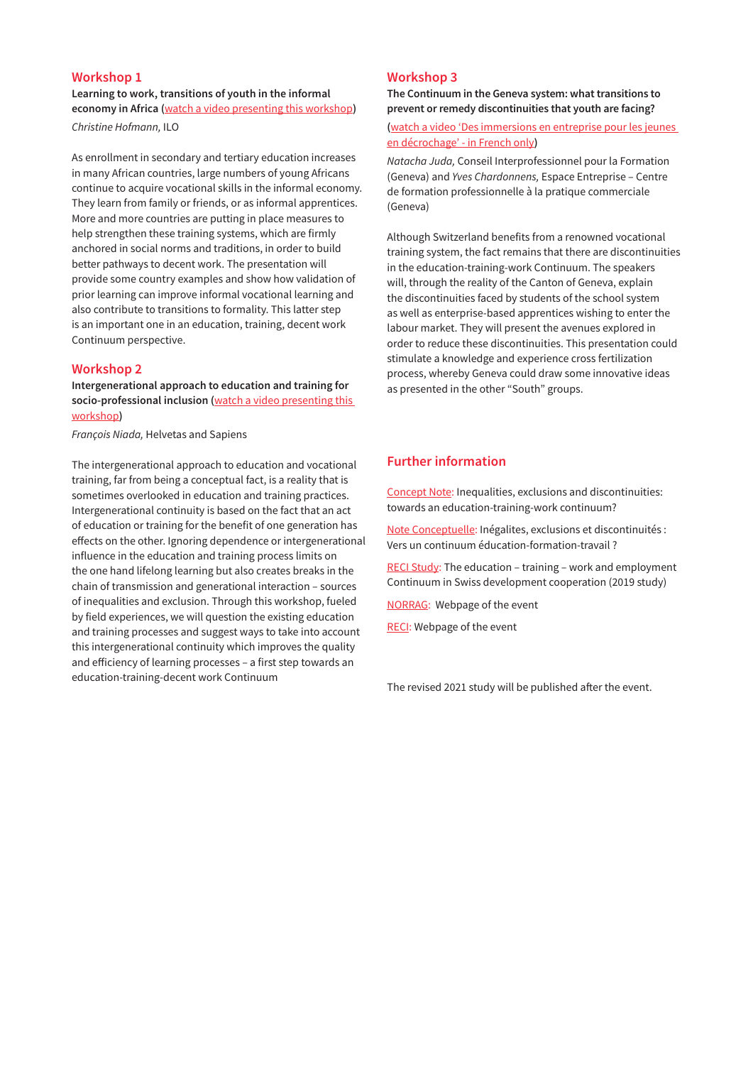## Workshop 1

**Learning to work, transitions of youth in the informal economy in Africa** (watch a video presenting this workshop)

*Christine Hofmann,* ILO

As enrollment in secondary and tertiary education increases in many African countries, large numbers of young Africans continue to acquire vocational skills in the informal economy. They learn from family or friends, or as informal apprentices. More and more countries are putting in place measures to help strengthen these training systems, which are firmly anchored in social norms and traditions, in order to build better pathways to decent work. The presentation will provide some country examples and show how validation of prior learning can improve informal vocational learning and also contribute to transitions to formality. This latter step is an important one in an education, training, decent work Continuum perspective.

## Workshop 2

**Intergenerational approach to education and training for socio-professional inclusion** (watch a video presenting this workshop)

*François Niada,* Helvetas and Sapiens

The intergenerational approach to education and vocational training, far from being a conceptual fact, is a reality that is sometimes overlooked in education and training practices. Intergenerational continuity is based on the fact that an act of education or training for the benefit of one generation has effects on the other. Ignoring dependence or intergenerational influence in the education and training process limits on the one hand lifelong learning but also creates breaks in the chain of transmission and generational interaction – sources of inequalities and exclusion. Through this workshop, fueled by field experiences, we will question the existing education and training processes and suggest ways to take into account this intergenerational continuity which improves the quality and efficiency of learning processes – a first step towards an education-training-decent work Continuum

## Workshop 3

**The Continuum in the Geneva system: what transitions to prevent or remedy discontinuities that youth are facing?**

(watch a video 'Des immersions en entreprise pour les jeunes en décrochage' - in French only)

*Natacha Juda,* Conseil Interprofessionnel pour la Formation (Geneva) and *Yves Chardonnens,* Espace Entreprise – Centre de formation professionnelle à la pratique commerciale (Geneva)

Although Switzerland benefits from a renowned vocational training system, the fact remains that there are discontinuities in the education-training-work Continuum. The speakers will, through the reality of the Canton of Geneva, explain the discontinuities faced by students of the school system as well as enterprise-based apprentices wishing to enter the labour market. They will present the avenues explored in order to reduce these discontinuities. This presentation could stimulate a knowledge and experience cross fertilization process, whereby Geneva could draw some innovative ideas as presented in the other "South" groups.

## Further information

Concept Note: Inequalities, exclusions and discontinuities: towards an education-training-work continuum?

Note Conceptuelle: Inégalites, exclusions et discontinuités : Vers un continuum éducation-formation-travail ?

RECI Study: The education – training – work and employment Continuum in Swiss development cooperation (2019 study)

NORRAG: Webpage of the event

RECI: Webpage of the event

The revised 2021 study will be published after the event.